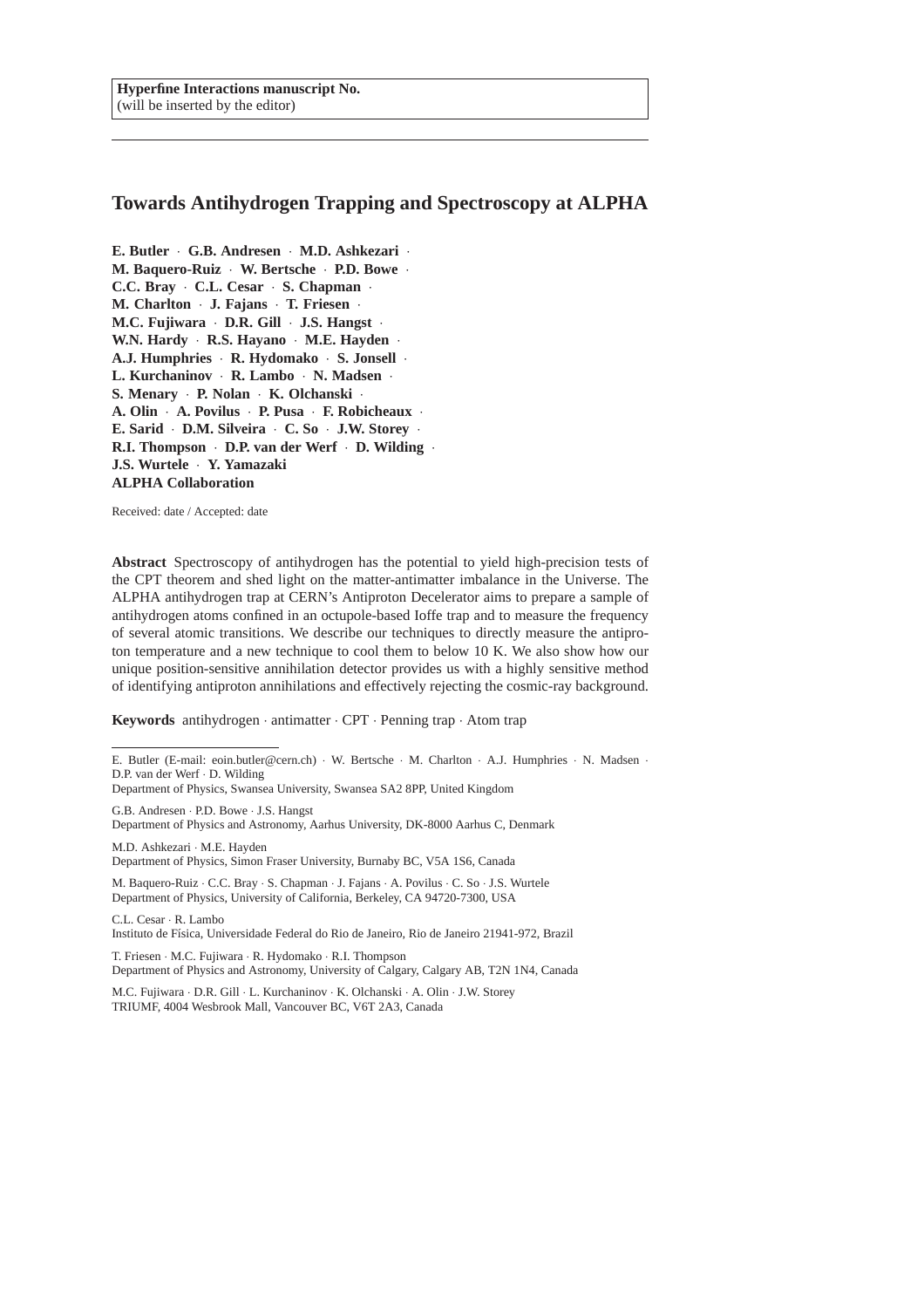Hyperfine Interactions manuscript No.
(will be inserted by the editor)

# Towards Antihydrogen Trapping and Spectroscopy at ALPHA

**E. Butler · G.B. Andresen · M.D. Ashkezari · M. Baquero-Ruiz · W. Bertsche · P.D. Bowe · C.C. Bray · C.L. Cesar · S. Chapman · M. Charlton · J. Fajans · T. Friesen · M.C. Fujiwara · D.R. Gill · J.S. Hangst · W.N. Hardy · R.S. Hayano · M.E. Hayden · A.J. Humphries · R. Hydomako · S. Jonsell · L. Kurchaninov · R. Lambo · N. Madsen · S. Menary · P. Nolan · K. Olchanski · A. Olin · A. Povilus · P. Pusa · F. Robicheaux · E. Sarid · D.M. Silveira · C. So · J.W. Storey · R.I. Thompson · D.P. van der Werf · D. Wilding · J.S. Wurtele · Y. Yamazaki**
**ALPHA Collaboration**

Received: date / Accepted: date

**Abstract** Spectroscopy of antihydrogen has the potential to yield high-precision tests of the CPT theorem and shed light on the matter-antimatter imbalance in the Universe. The ALPHA antihydrogen trap at CERN's Antiproton Decelerator aims to prepare a sample of antihydrogen atoms confined in an octupole-based Ioffe trap and to measure the frequency of several atomic transitions. We describe our techniques to directly measure the antiproton temperature and a new technique to cool them to below 10 K. We also show how our unique position-sensitive annihilation detector provides us with a highly sensitive method of identifying antiproton annihilations and effectively rejecting the cosmic-ray background.

**Keywords** antihydrogen · antimatter · CPT · Penning trap · Atom trap

---

E. Butler (E-mail: eoin.butler@cern.ch) · W. Bertsche · M. Charlton · A.J. Humphries · N. Madsen · D.P. van der Werf · D. Wilding
Department of Physics, Swansea University, Swansea SA2 8PP, United Kingdom

G.B. Andresen · P.D. Bowe · J.S. Hangst
Department of Physics and Astronomy, Aarhus University, DK-8000 Aarhus C, Denmark

M.D. Ashkezari · M.E. Hayden
Department of Physics, Simon Fraser University, Burnaby BC, V5A 1S6, Canada

M. Baquero-Ruiz · C.C. Bray · S. Chapman · J. Fajans · A. Povilus · C. So · J.S. Wurtele
Department of Physics, University of California, Berkeley, CA 94720-7300, USA

C.L. Cesar · R. Lambo
Instituto de Física, Universidade Federal do Rio de Janeiro, Rio de Janeiro 21941-972, Brazil

T. Friesen · M.C. Fujiwara · R. Hydomako · R.I. Thompson
Department of Physics and Astronomy, University of Calgary, Calgary AB, T2N 1N4, Canada

M.C. Fujiwara · D.R. Gill · L. Kurchaninov · K. Olchanski · A. Olin · J.W. Storey
TRIUMF, 4004 Wesbrook Mall, Vancouver BC, V6T 2A3, Canada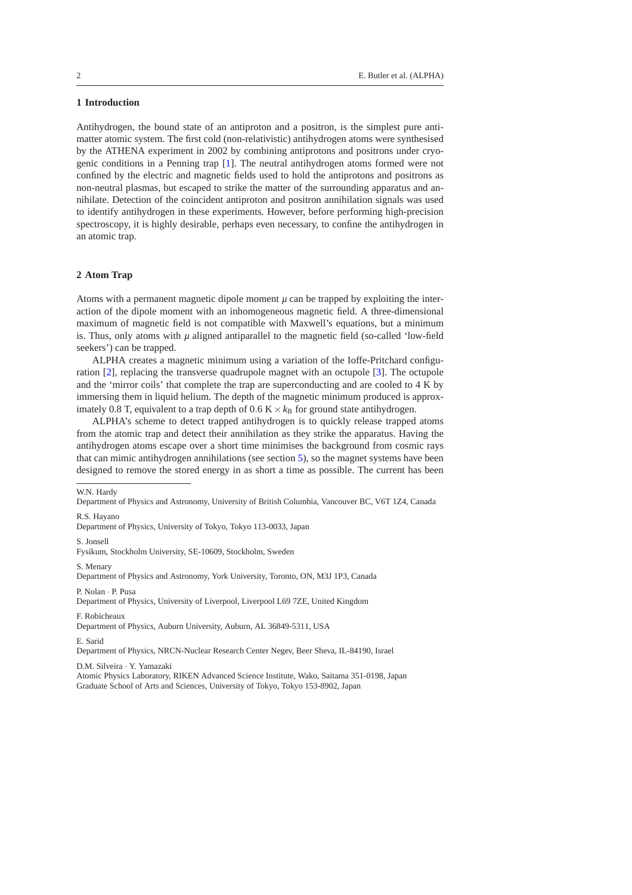## 1 Introduction

Antihydrogen, the bound state of an antiproton and a positron, is the simplest pure antimatter atomic system. The first cold (non-relativistic) antihydrogen atoms were synthesised by the ATHENA experiment in 2002 by combining antiprotons and positrons under cryogenic conditions in a Penning trap [1]. The neutral antihydrogen atoms formed were not confined by the electric and magnetic fields used to hold the antiprotons and positrons as non-neutral plasmas, but escaped to strike the matter of the surrounding apparatus and annihilate. Detection of the coincident antiproton and positron annihilation signals was used to identify antihydrogen in these experiments. However, before performing high-precision spectroscopy, it is highly desirable, perhaps even necessary, to confine the antihydrogen in an atomic trap.

## 2 Atom Trap

Atoms with a permanent magnetic dipole moment $\mu$ can be trapped by exploiting the interaction of the dipole moment with an inhomogeneous magnetic field. A three-dimensional maximum of magnetic field is not compatible with Maxwell's equations, but a minimum is. Thus, only atoms with $\mu$ aligned antiparallel to the magnetic field (so-called 'low-field seekers') can be trapped.

ALPHA creates a magnetic minimum using a variation of the Ioffe-Pritchard configuration [2], replacing the transverse quadrupole magnet with an octupole [3]. The octupole and the 'mirror coils' that complete the trap are superconducting and are cooled to 4 K by immersing them in liquid helium. The depth of the magnetic minimum produced is approximately 0.8 T, equivalent to a trap depth of $0.6\ \mathrm{K} \times k_\mathrm{B}$ for ground state antihydrogen.

ALPHA's scheme to detect trapped antihydrogen is to quickly release trapped atoms from the atomic trap and detect their annihilation as they strike the apparatus. Having the antihydrogen atoms escape over a short time minimises the background from cosmic rays that can mimic antihydrogen annihilations (see section 5), so the magnet systems have been designed to remove the stored energy in as short a time as possible. The current has been

---

W.N. Hardy
Department of Physics and Astronomy, University of British Columbia, Vancouver BC, V6T 1Z4, Canada

R.S. Hayano
Department of Physics, University of Tokyo, Tokyo 113-0033, Japan

S. Jonsell
Fysikum, Stockholm University, SE-10609, Stockholm, Sweden

S. Menary
Department of Physics and Astronomy, York University, Toronto, ON, M3J 1P3, Canada

P. Nolan · P. Pusa
Department of Physics, University of Liverpool, Liverpool L69 7ZE, United Kingdom

F. Robicheaux
Department of Physics, Auburn University, Auburn, AL 36849-5311, USA

E. Sarid
Department of Physics, NRCN-Nuclear Research Center Negev, Beer Sheva, IL-84190, Israel

D.M. Silveira · Y. Yamazaki
Atomic Physics Laboratory, RIKEN Advanced Science Institute, Wako, Saitama 351-0198, Japan
Graduate School of Arts and Sciences, University of Tokyo, Tokyo 153-8902, Japan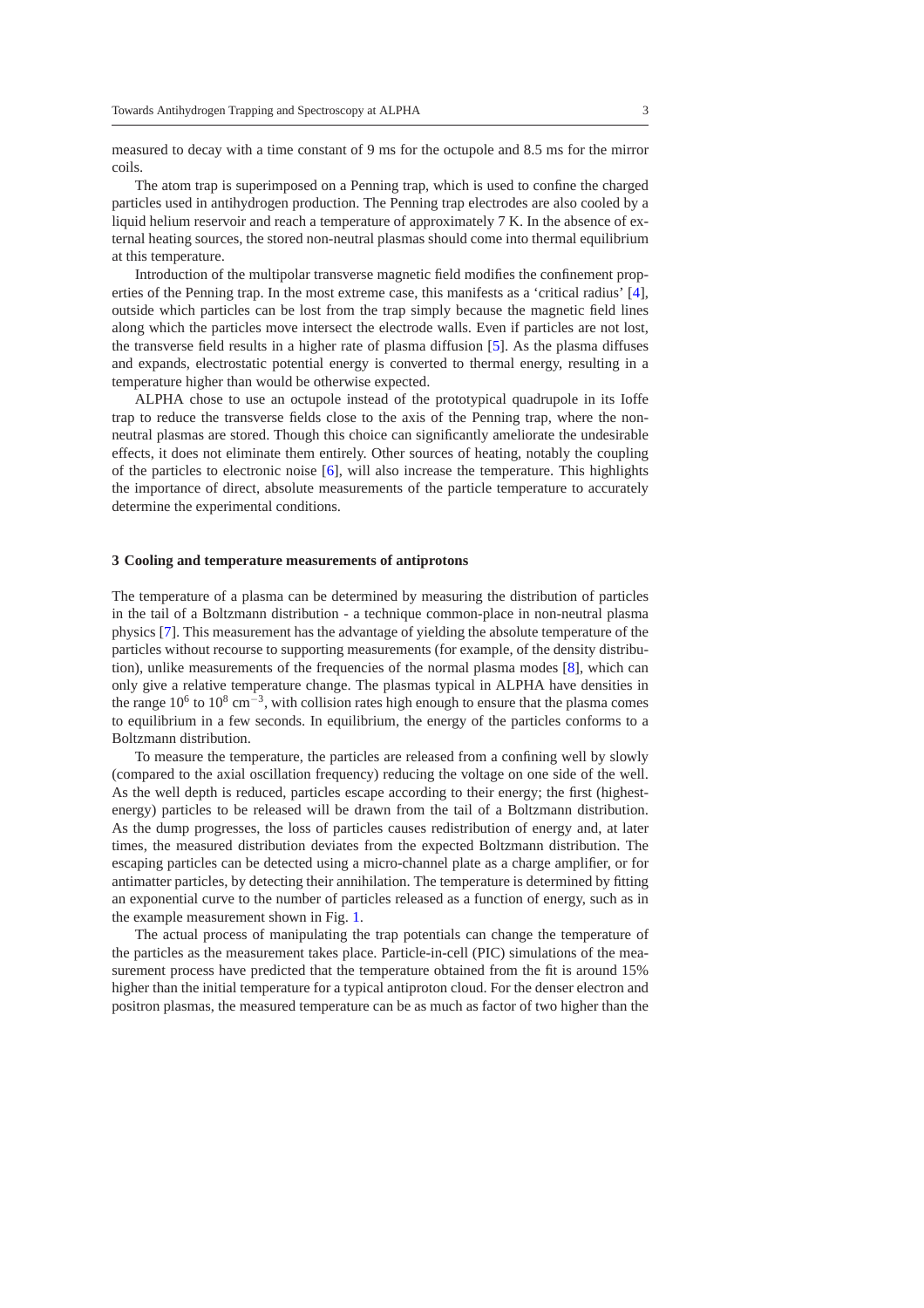measured to decay with a time constant of 9 ms for the octupole and 8.5 ms for the mirror coils.

The atom trap is superimposed on a Penning trap, which is used to confine the charged particles used in antihydrogen production. The Penning trap electrodes are also cooled by a liquid helium reservoir and reach a temperature of approximately 7 K. In the absence of external heating sources, the stored non-neutral plasmas should come into thermal equilibrium at this temperature.

Introduction of the multipolar transverse magnetic field modifies the confinement properties of the Penning trap. In the most extreme case, this manifests as a 'critical radius' [4], outside which particles can be lost from the trap simply because the magnetic field lines along which the particles move intersect the electrode walls. Even if particles are not lost, the transverse field results in a higher rate of plasma diffusion [5]. As the plasma diffuses and expands, electrostatic potential energy is converted to thermal energy, resulting in a temperature higher than would be otherwise expected.

ALPHA chose to use an octupole instead of the prototypical quadrupole in its Ioffe trap to reduce the transverse fields close to the axis of the Penning trap, where the non-neutral plasmas are stored. Though this choice can significantly ameliorate the undesirable effects, it does not eliminate them entirely. Other sources of heating, notably the coupling of the particles to electronic noise [6], will also increase the temperature. This highlights the importance of direct, absolute measurements of the particle temperature to accurately determine the experimental conditions.

## 3 Cooling and temperature measurements of antiprotons

The temperature of a plasma can be determined by measuring the distribution of particles in the tail of a Boltzmann distribution - a technique common-place in non-neutral plasma physics [7]. This measurement has the advantage of yielding the absolute temperature of the particles without recourse to supporting measurements (for example, of the density distribution), unlike measurements of the frequencies of the normal plasma modes [8], which can only give a relative temperature change. The plasmas typical in ALPHA have densities in the range $10^6$ to $10^8$ $\text{cm}^{-3}$, with collision rates high enough to ensure that the plasma comes to equilibrium in a few seconds. In equilibrium, the energy of the particles conforms to a Boltzmann distribution.

To measure the temperature, the particles are released from a confining well by slowly (compared to the axial oscillation frequency) reducing the voltage on one side of the well. As the well depth is reduced, particles escape according to their energy; the first (highest-energy) particles to be released will be drawn from the tail of a Boltzmann distribution. As the dump progresses, the loss of particles causes redistribution of energy and, at later times, the measured distribution deviates from the expected Boltzmann distribution. The escaping particles can be detected using a micro-channel plate as a charge amplifier, or for antimatter particles, by detecting their annihilation. The temperature is determined by fitting an exponential curve to the number of particles released as a function of energy, such as in the example measurement shown in Fig. 1.

The actual process of manipulating the trap potentials can change the temperature of the particles as the measurement takes place. Particle-in-cell (PIC) simulations of the measurement process have predicted that the temperature obtained from the fit is around 15% higher than the initial temperature for a typical antiproton cloud. For the denser electron and positron plasmas, the measured temperature can be as much as factor of two higher than the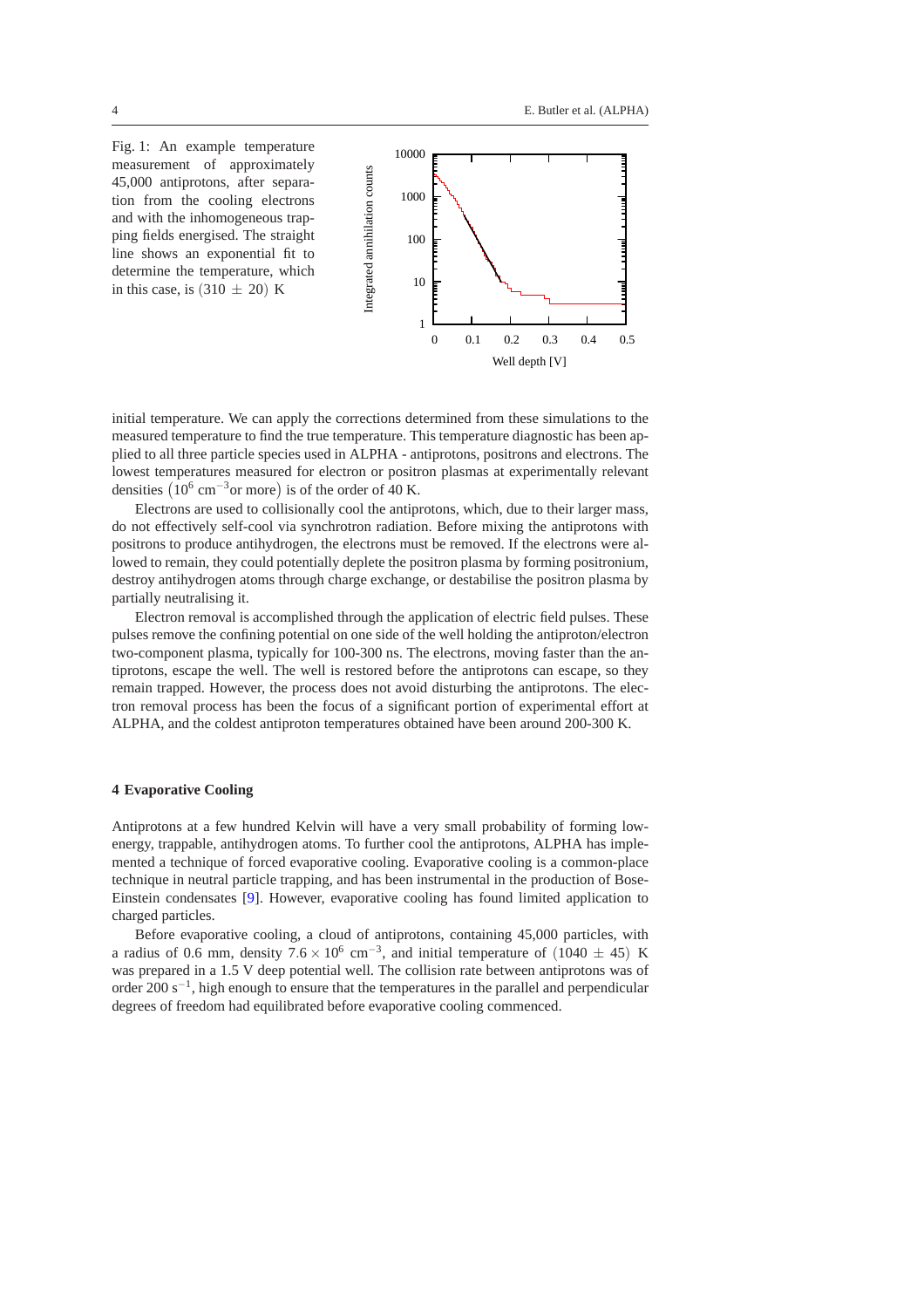Fig. 1: An example temperature measurement of approximately 45,000 antiprotons, after separation from the cooling electrons and with the inhomogeneous trapping fields energised. The straight line shows an exponential fit to determine the temperature, which in this case, is $(310 \pm 20)$ K

initial temperature. We can apply the corrections determined from these simulations to the measured temperature to find the true temperature. This temperature diagnostic has been applied to all three particle species used in ALPHA - antiprotons, positrons and electrons. The lowest temperatures measured for electron or positron plasmas at experimentally relevant densities $\left(10^6 \text{ cm}^{-3}\text{or more}\right)$ is of the order of 40 K.

Electrons are used to collisionally cool the antiprotons, which, due to their larger mass, do not effectively self-cool via synchrotron radiation. Before mixing the antiprotons with positrons to produce antihydrogen, the electrons must be removed. If the electrons were allowed to remain, they could potentially deplete the positron plasma by forming positronium, destroy antihydrogen atoms through charge exchange, or destabilise the positron plasma by partially neutralising it.

Electron removal is accomplished through the application of electric field pulses. These pulses remove the confining potential on one side of the well holding the antiproton/electron two-component plasma, typically for 100-300 ns. The electrons, moving faster than the antiprotons, escape the well. The well is restored before the antiprotons can escape, so they remain trapped. However, the process does not avoid disturbing the antiprotons. The electron removal process has been the focus of a significant portion of experimental effort at ALPHA, and the coldest antiproton temperatures obtained have been around 200-300 K.

## 4 Evaporative Cooling

Antiprotons at a few hundred Kelvin will have a very small probability of forming low-energy, trappable, antihydrogen atoms. To further cool the antiprotons, ALPHA has implemented a technique of forced evaporative cooling. Evaporative cooling is a common-place technique in neutral particle trapping, and has been instrumental in the production of Bose-Einstein condensates [9]. However, evaporative cooling has found limited application to charged particles.

Before evaporative cooling, a cloud of antiprotons, containing 45,000 particles, with a radius of 0.6 mm, density $7.6 \times 10^6$ cm$^{-3}$, and initial temperature of $(1040 \pm 45)$ K was prepared in a 1.5 V deep potential well. The collision rate between antiprotons was of order 200 s$^{-1}$, high enough to ensure that the temperatures in the parallel and perpendicular degrees of freedom had equilibrated before evaporative cooling commenced.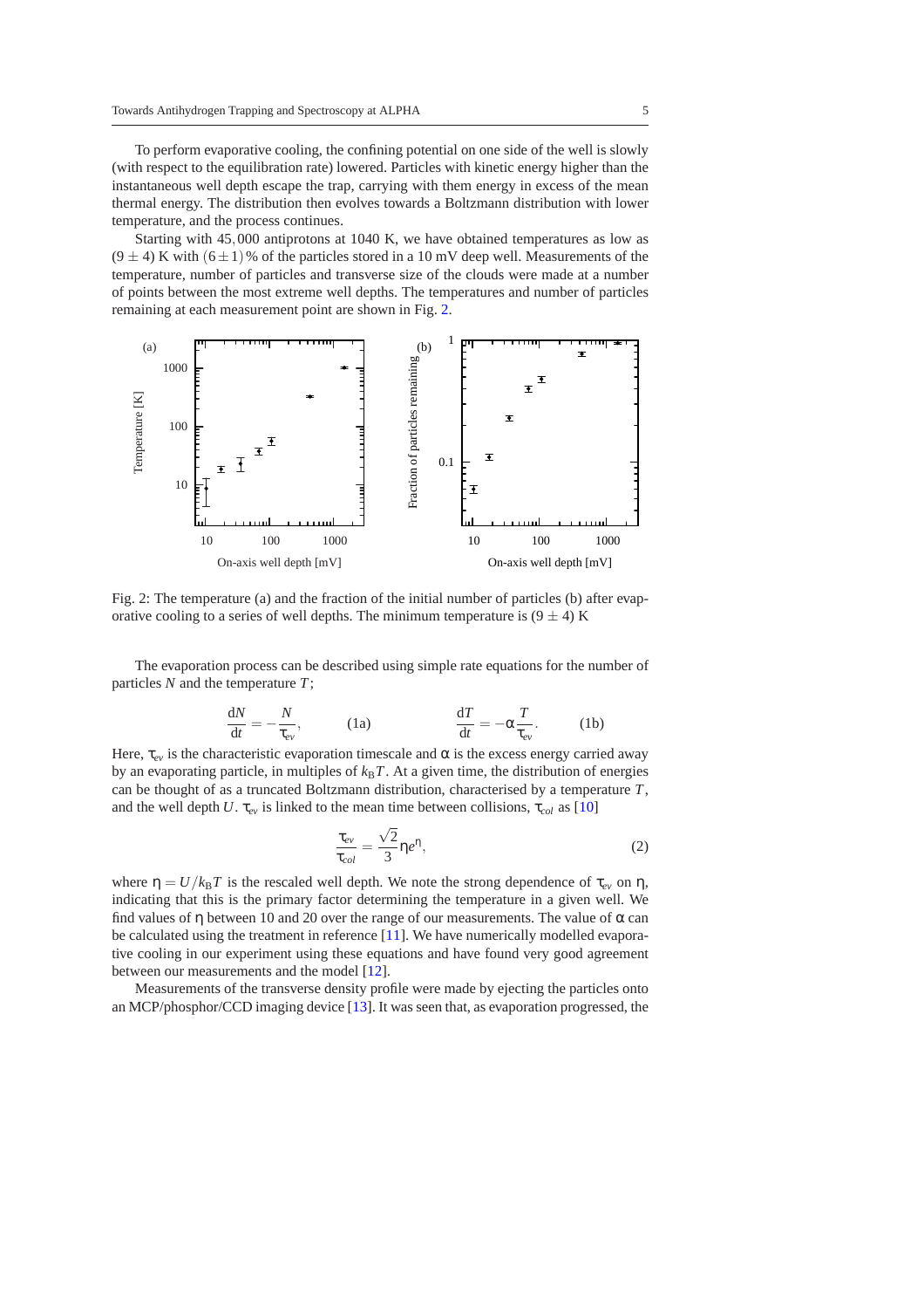To perform evaporative cooling, the confining potential on one side of the well is slowly (with respect to the equilibration rate) lowered. Particles with kinetic energy higher than the instantaneous well depth escape the trap, carrying with them energy in excess of the mean thermal energy. The distribution then evolves towards a Boltzmann distribution with lower temperature, and the process continues.

Starting with 45,000 antiprotons at 1040 K, we have obtained temperatures as low as $(9 \pm 4)$ K with $(6 \pm 1)$% of the particles stored in a 10 mV deep well. Measurements of the temperature, number of particles and transverse size of the clouds were made at a number of points between the most extreme well depths. The temperatures and number of particles remaining at each measurement point are shown in Fig. 2.

Fig. 2: The temperature (a) and the fraction of the initial number of particles (b) after evaporative cooling to a series of well depths. The minimum temperature is $(9 \pm 4)$ K

The evaporation process can be described using simple rate equations for the number of particles $N$ and the temperature $T$;

$$\frac{dN}{dt} = -\frac{N}{\tau_{ev}}, \qquad (1a) \qquad\qquad \frac{dT}{dt} = -\alpha \frac{T}{\tau_{ev}}. \qquad (1b)$$

Here, $\tau_{ev}$ is the characteristic evaporation timescale and $\alpha$ is the excess energy carried away by an evaporating particle, in multiples of $k_B T$. At a given time, the distribution of energies can be thought of as a truncated Boltzmann distribution, characterised by a temperature $T$, and the well depth $U$. $\tau_{ev}$ is linked to the mean time between collisions, $\tau_{col}$ as [10]

$$\frac{\tau_{ev}}{\tau_{col}} = \frac{\sqrt{2}}{3} \eta e^{\eta}, \qquad (2)$$

where $\eta = U/k_B T$ is the rescaled well depth. We note the strong dependence of $\tau_{ev}$ on $\eta$, indicating that this is the primary factor determining the temperature in a given well. We find values of $\eta$ between 10 and 20 over the range of our measurements. The value of $\alpha$ can be calculated using the treatment in reference [11]. We have numerically modelled evaporative cooling in our experiment using these equations and have found very good agreement between our measurements and the model [12].

Measurements of the transverse density profile were made by ejecting the particles onto an MCP/phosphor/CCD imaging device [13]. It was seen that, as evaporation progressed, the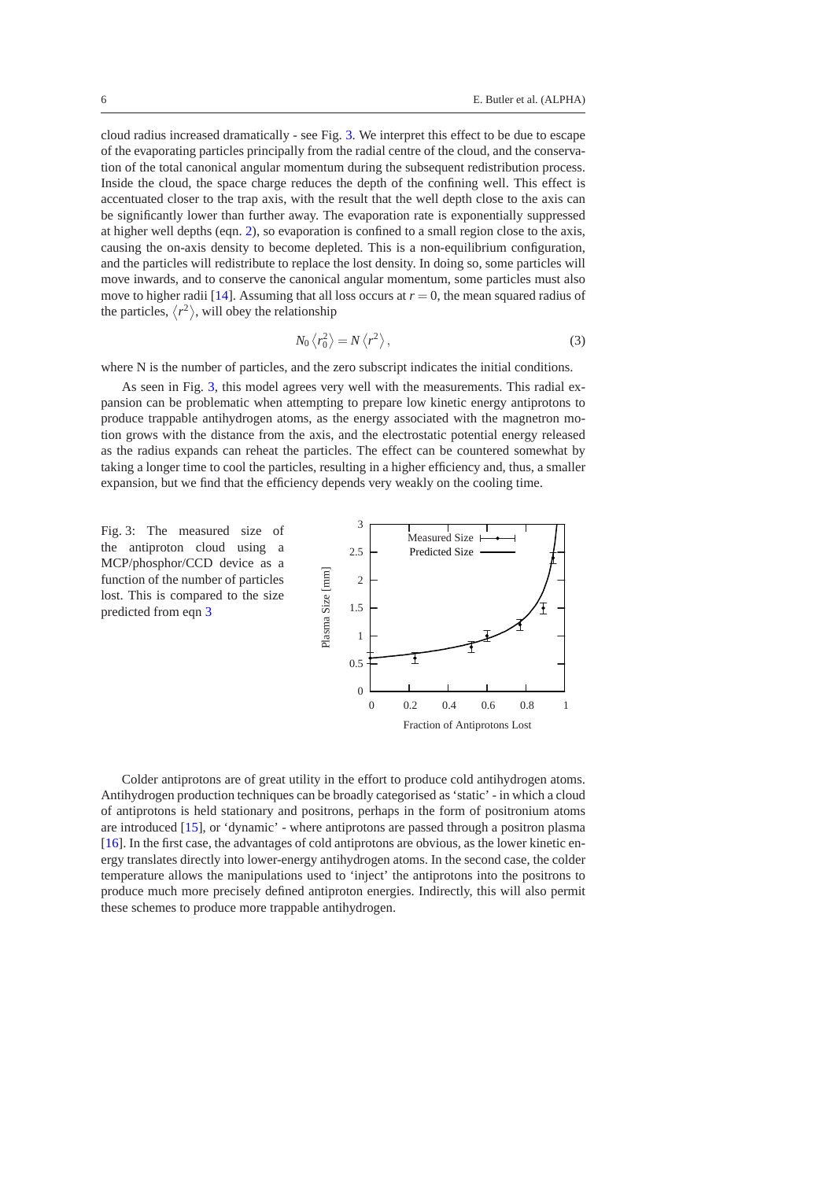cloud radius increased dramatically - see Fig. 3. We interpret this effect to be due to escape of the evaporating particles principally from the radial centre of the cloud, and the conservation of the total canonical angular momentum during the subsequent redistribution process. Inside the cloud, the space charge reduces the depth of the confining well. This effect is accentuated closer to the trap axis, with the result that the well depth close to the axis can be significantly lower than further away. The evaporation rate is exponentially suppressed at higher well depths (eqn. 2), so evaporation is confined to a small region close to the axis, causing the on-axis density to become depleted. This is a non-equilibrium configuration, and the particles will redistribute to replace the lost density. In doing so, some particles will move inwards, and to conserve the canonical angular momentum, some particles must also move to higher radii [14]. Assuming that all loss occurs at $r = 0$, the mean squared radius of the particles, $\langle r^2 \rangle$, will obey the relationship

$$N_0 \langle r_0^2 \rangle = N \langle r^2 \rangle, \tag{3}$$

where N is the number of particles, and the zero subscript indicates the initial conditions.

As seen in Fig. 3, this model agrees very well with the measurements. This radial expansion can be problematic when attempting to prepare low kinetic energy antiprotons to produce trappable antihydrogen atoms, as the energy associated with the magnetron motion grows with the distance from the axis, and the electrostatic potential energy released as the radius expands can reheat the particles. The effect can be countered somewhat by taking a longer time to cool the particles, resulting in a higher efficiency and, thus, a smaller expansion, but we find that the efficiency depends very weakly on the cooling time.

Fig. 3: The measured size of the antiproton cloud using a MCP/phosphor/CCD device as a function of the number of particles lost. This is compared to the size predicted from eqn 3

Colder antiprotons are of great utility in the effort to produce cold antihydrogen atoms. Antihydrogen production techniques can be broadly categorised as 'static' - in which a cloud of antiprotons is held stationary and positrons, perhaps in the form of positronium atoms are introduced [15], or 'dynamic' - where antiprotons are passed through a positron plasma [16]. In the first case, the advantages of cold antiprotons are obvious, as the lower kinetic energy translates directly into lower-energy antihydrogen atoms. In the second case, the colder temperature allows the manipulations used to 'inject' the antiprotons into the positrons to produce much more precisely defined antiproton energies. Indirectly, this will also permit these schemes to produce more trappable antihydrogen.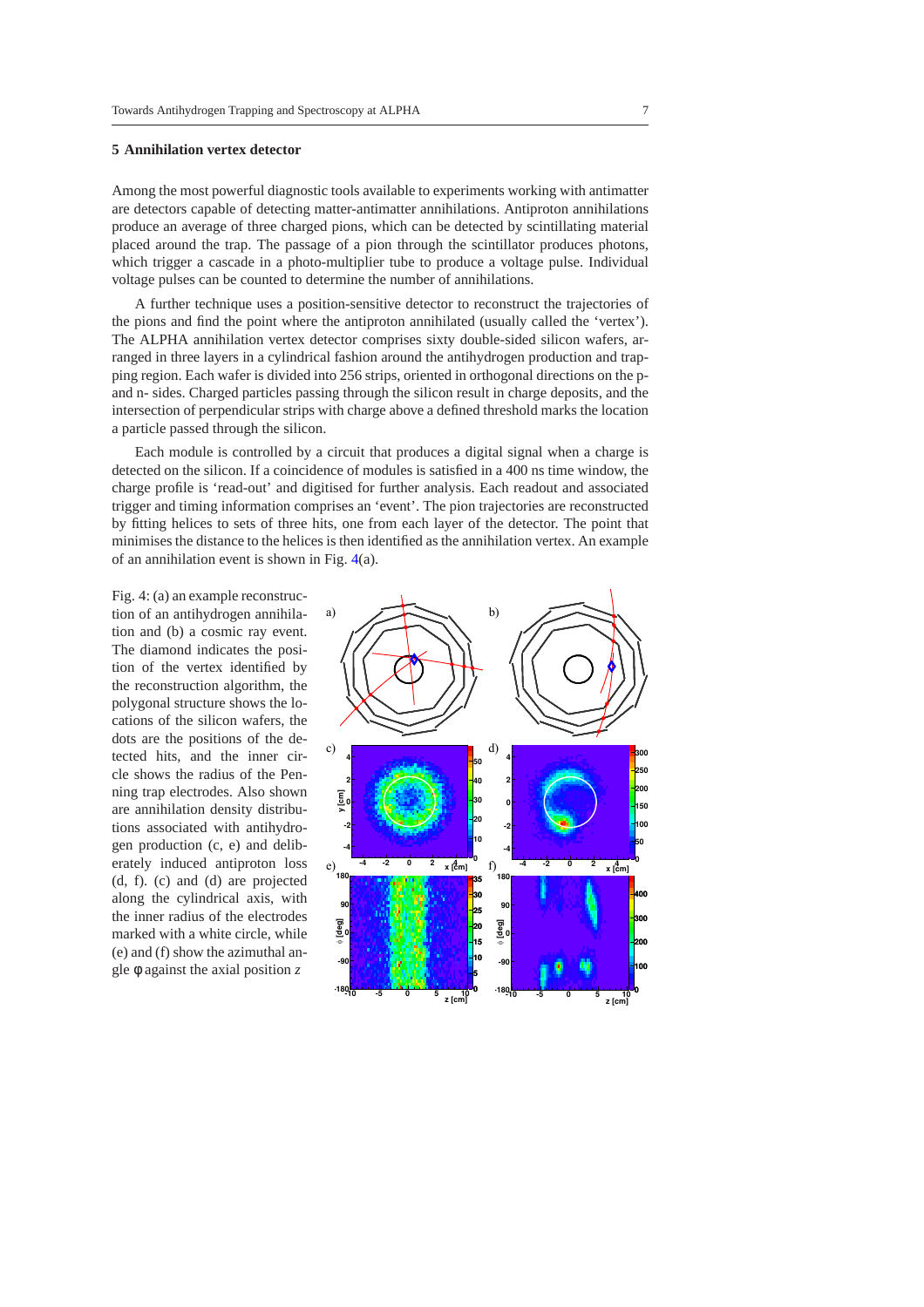## 5 Annihilation vertex detector

Among the most powerful diagnostic tools available to experiments working with antimatter are detectors capable of detecting matter-antimatter annihilations. Antiproton annihilations produce an average of three charged pions, which can be detected by scintillating material placed around the trap. The passage of a pion through the scintillator produces photons, which trigger a cascade in a photo-multiplier tube to produce a voltage pulse. Individual voltage pulses can be counted to determine the number of annihilations.

A further technique uses a position-sensitive detector to reconstruct the trajectories of the pions and find the point where the antiproton annihilated (usually called the 'vertex'). The ALPHA annihilation vertex detector comprises sixty double-sided silicon wafers, arranged in three layers in a cylindrical fashion around the antihydrogen production and trapping region. Each wafer is divided into 256 strips, oriented in orthogonal directions on the p- and n- sides. Charged particles passing through the silicon result in charge deposits, and the intersection of perpendicular strips with charge above a defined threshold marks the location a particle passed through the silicon.

Each module is controlled by a circuit that produces a digital signal when a charge is detected on the silicon. If a coincidence of modules is satisfied in a 400 ns time window, the charge profile is 'read-out' and digitised for further analysis. Each readout and associated trigger and timing information comprises an 'event'. The pion trajectories are reconstructed by fitting helices to sets of three hits, one from each layer of the detector. The point that minimises the distance to the helices is then identified as the annihilation vertex. An example of an annihilation event is shown in Fig. 4(a).

Fig. 4: (a) an example reconstruction of an antihydrogen annihilation and (b) a cosmic ray event. The diamond indicates the position of the vertex identified by the reconstruction algorithm, the polygonal structure shows the locations of the silicon wafers, the dots are the positions of the detected hits, and the inner circle shows the radius of the Penning trap electrodes. Also shown are annihilation density distributions associated with antihydrogen production (c, e) and deliberately induced antiproton loss (d, f). (c) and (d) are projected along the cylindrical axis, with the inner radius of the electrodes marked with a white circle, while (e) and (f) show the azimuthal angle $\phi$ against the axial position $z$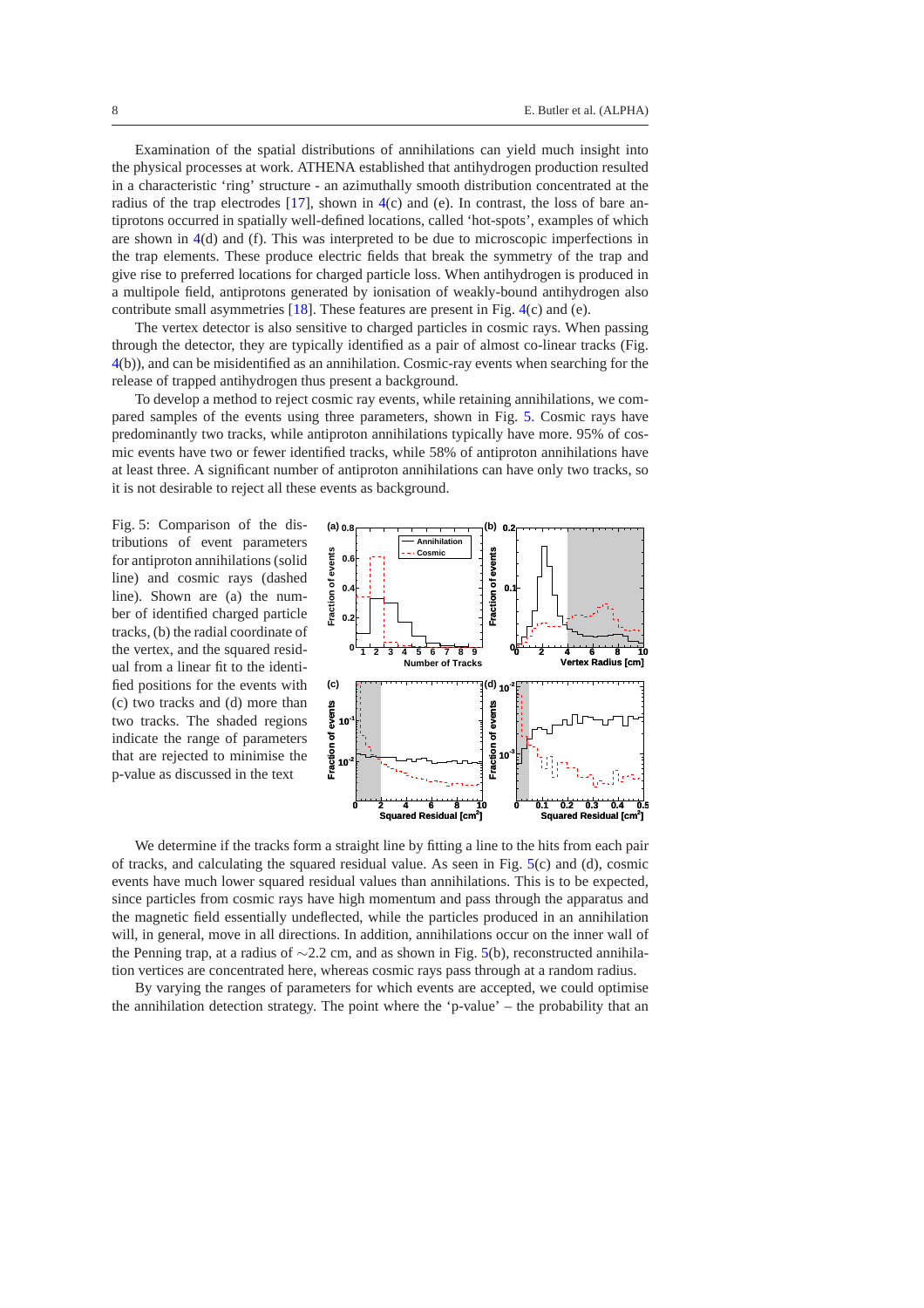Examination of the spatial distributions of annihilations can yield much insight into the physical processes at work. ATHENA established that antihydrogen production resulted in a characteristic 'ring' structure - an azimuthally smooth distribution concentrated at the radius of the trap electrodes [17], shown in 4(c) and (e). In contrast, the loss of bare antiprotons occurred in spatially well-defined locations, called 'hot-spots', examples of which are shown in 4(d) and (f). This was interpreted to be due to microscopic imperfections in the trap elements. These produce electric fields that break the symmetry of the trap and give rise to preferred locations for charged particle loss. When antihydrogen is produced in a multipole field, antiprotons generated by ionisation of weakly-bound antihydrogen also contribute small asymmetries [18]. These features are present in Fig. 4(c) and (e).

The vertex detector is also sensitive to charged particles in cosmic rays. When passing through the detector, they are typically identified as a pair of almost co-linear tracks (Fig. 4(b)), and can be misidentified as an annihilation. Cosmic-ray events when searching for the release of trapped antihydrogen thus present a background.

To develop a method to reject cosmic ray events, while retaining annihilations, we compared samples of the events using three parameters, shown in Fig. 5. Cosmic rays have predominantly two tracks, while antiproton annihilations typically have more. 95% of cosmic events have two or fewer identified tracks, while 58% of antiproton annihilations have at least three. A significant number of antiproton annihilations can have only two tracks, so it is not desirable to reject all these events as background.

Fig. 5: Comparison of the distributions of event parameters for antiproton annihilations (solid line) and cosmic rays (dashed line). Shown are (a) the number of identified charged particle tracks, (b) the radial coordinate of the vertex, and the squared residual from a linear fit to the identified positions for the events with (c) two tracks and (d) more than two tracks. The shaded regions indicate the range of parameters that are rejected to minimise the p-value as discussed in the text

We determine if the tracks form a straight line by fitting a line to the hits from each pair of tracks, and calculating the squared residual value. As seen in Fig. 5(c) and (d), cosmic events have much lower squared residual values than annihilations. This is to be expected, since particles from cosmic rays have high momentum and pass through the apparatus and the magnetic field essentially undeflected, while the particles produced in an annihilation will, in general, move in all directions. In addition, annihilations occur on the inner wall of the Penning trap, at a radius of $\sim$2.2 cm, and as shown in Fig. 5(b), reconstructed annihilation vertices are concentrated here, whereas cosmic rays pass through at a random radius.

By varying the ranges of parameters for which events are accepted, we could optimise the annihilation detection strategy. The point where the 'p-value' – the probability that an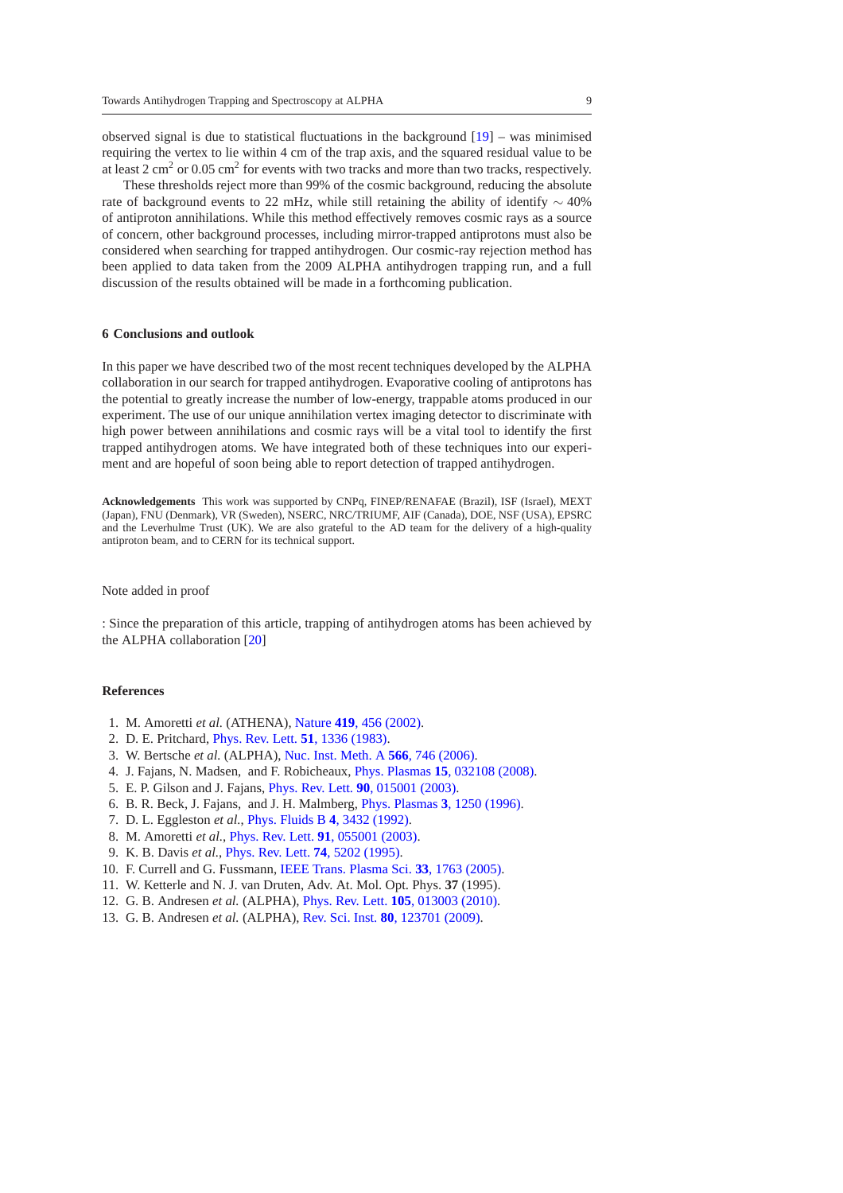observed signal is due to statistical fluctuations in the background [19] – was minimised requiring the vertex to lie within 4 cm of the trap axis, and the squared residual value to be at least 2 $cm^2$ or 0.05 $cm^2$ for events with two tracks and more than two tracks, respectively.

These thresholds reject more than 99% of the cosmic background, reducing the absolute rate of background events to 22 mHz, while still retaining the ability of identify $\sim$ 40% of antiproton annihilations. While this method effectively removes cosmic rays as a source of concern, other background processes, including mirror-trapped antiprotons must also be considered when searching for trapped antihydrogen. Our cosmic-ray rejection method has been applied to data taken from the 2009 ALPHA antihydrogen trapping run, and a full discussion of the results obtained will be made in a forthcoming publication.

## 6 Conclusions and outlook

In this paper we have described two of the most recent techniques developed by the ALPHA collaboration in our search for trapped antihydrogen. Evaporative cooling of antiprotons has the potential to greatly increase the number of low-energy, trappable atoms produced in our experiment. The use of our unique annihilation vertex imaging detector to discriminate with high power between annihilations and cosmic rays will be a vital tool to identify the first trapped antihydrogen atoms. We have integrated both of these techniques into our experiment and are hopeful of soon being able to report detection of trapped antihydrogen.

**Acknowledgements** This work was supported by CNPq, FINEP/RENAFAE (Brazil), ISF (Israel), MEXT (Japan), FNU (Denmark), VR (Sweden), NSERC, NRC/TRIUMF, AIF (Canada), DOE, NSF (USA), EPSRC and the Leverhulme Trust (UK). We are also grateful to the AD team for the delivery of a high-quality antiproton beam, and to CERN for its technical support.

Note added in proof

: Since the preparation of this article, trapping of antihydrogen atoms has been achieved by the ALPHA collaboration [20]

## References

1. M. Amoretti *et al.* (ATHENA), Nature **419**, 456 (2002).
2. D. E. Pritchard, Phys. Rev. Lett. **51**, 1336 (1983).
3. W. Bertsche *et al.* (ALPHA), Nuc. Inst. Meth. A **566**, 746 (2006).
4. J. Fajans, N. Madsen, and F. Robicheaux, Phys. Plasmas **15**, 032108 (2008).
5. E. P. Gilson and J. Fajans, Phys. Rev. Lett. **90**, 015001 (2003).
6. B. R. Beck, J. Fajans, and J. H. Malmberg, Phys. Plasmas **3**, 1250 (1996).
7. D. L. Eggleston *et al.*, Phys. Fluids B **4**, 3432 (1992).
8. M. Amoretti *et al.*, Phys. Rev. Lett. **91**, 055001 (2003).
9. K. B. Davis *et al.*, Phys. Rev. Lett. **74**, 5202 (1995).
10. F. Currell and G. Fussmann, IEEE Trans. Plasma Sci. **33**, 1763 (2005).
11. W. Ketterle and N. J. van Druten, Adv. At. Mol. Opt. Phys. **37** (1995).
12. G. B. Andresen *et al.* (ALPHA), Phys. Rev. Lett. **105**, 013003 (2010).
13. G. B. Andresen *et al.* (ALPHA), Rev. Sci. Inst. **80**, 123701 (2009).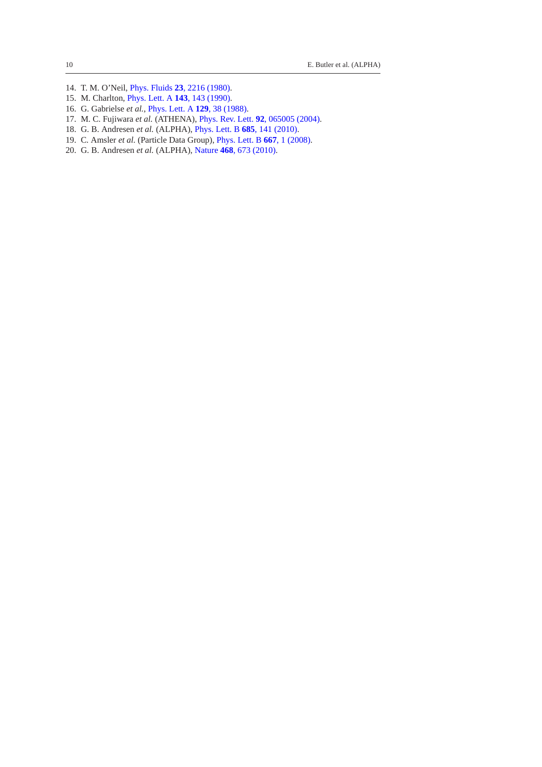14. T. M. O'Neil, Phys. Fluids **23**, 2216 (1980).
15. M. Charlton, Phys. Lett. A **143**, 143 (1990).
16. G. Gabrielse *et al.*, Phys. Lett. A **129**, 38 (1988).
17. M. C. Fujiwara *et al.* (ATHENA), Phys. Rev. Lett. **92**, 065005 (2004).
18. G. B. Andresen *et al.* (ALPHA), Phys. Lett. B **685**, 141 (2010).
19. C. Amsler *et al.* (Particle Data Group), Phys. Lett. B **667**, 1 (2008).
20. G. B. Andresen *et al.* (ALPHA), Nature **468**, 673 (2010).